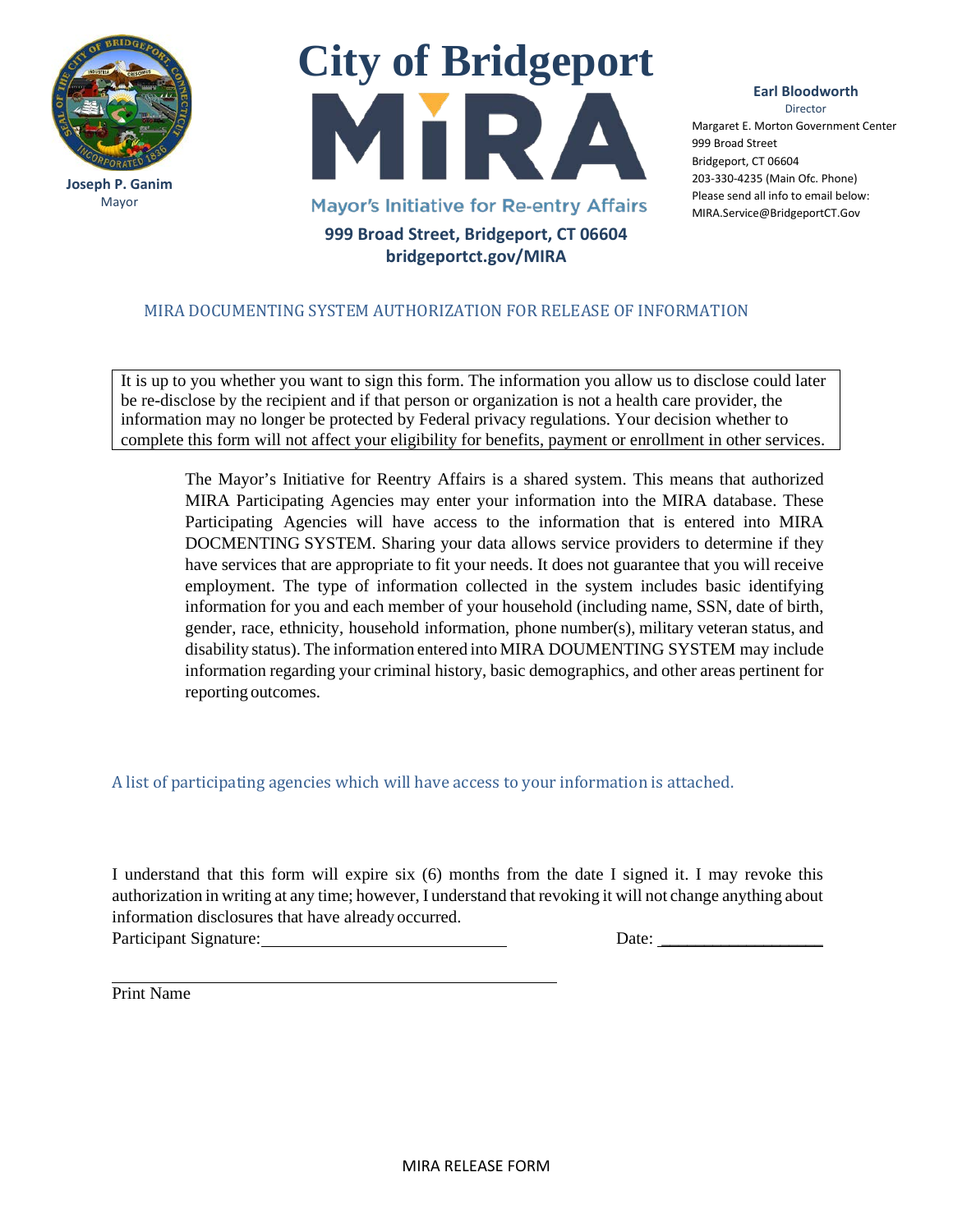Joseph P. Ganim
Mayor

# City of Bridgeport

# MiRA

Mayor's Initiative for Re-entry Affairs

**999 Broad Street, Bridgeport, CT 06604**
**bridgeportct.gov/MIRA**

**Earl Bloodworth**
Director
Margaret E. Morton Government Center
999 Broad Street
Bridgeport, CT 06604
203-330-4235 (Main Ofc. Phone)
Please send all info to email below:
MIRA.Service@BridgeportCT.Gov

## MIRA DOCUMENTING SYSTEM AUTHORIZATION FOR RELEASE OF INFORMATION

It is up to you whether you want to sign this form. The information you allow us to disclose could later be re-disclose by the recipient and if that person or organization is not a health care provider, the information may no longer be protected by Federal privacy regulations. Your decision whether to complete this form will not affect your eligibility for benefits, payment or enrollment in other services.

The Mayor's Initiative for Reentry Affairs is a shared system. This means that authorized MIRA Participating Agencies may enter your information into the MIRA database. These Participating Agencies will have access to the information that is entered into MIRA DOCMENTING SYSTEM. Sharing your data allows service providers to determine if they have services that are appropriate to fit your needs. It does not guarantee that you will receive employment. The type of information collected in the system includes basic identifying information for you and each member of your household (including name, SSN, date of birth, gender, race, ethnicity, household information, phone number(s), military veteran status, and disability status). The information entered into MIRA DOUMENTING SYSTEM may include information regarding your criminal history, basic demographics, and other areas pertinent for reporting outcomes.

A list of participating agencies which will have access to your information is attached.

I understand that this form will expire six (6) months from the date I signed it. I may revoke this authorization in writing at any time; however, I understand that revoking it will not change anything about information disclosures that have already occurred.

Participant Signature:______________________________ Date: ___________________

_______________________________________________________
Print Name

MIRA RELEASE FORM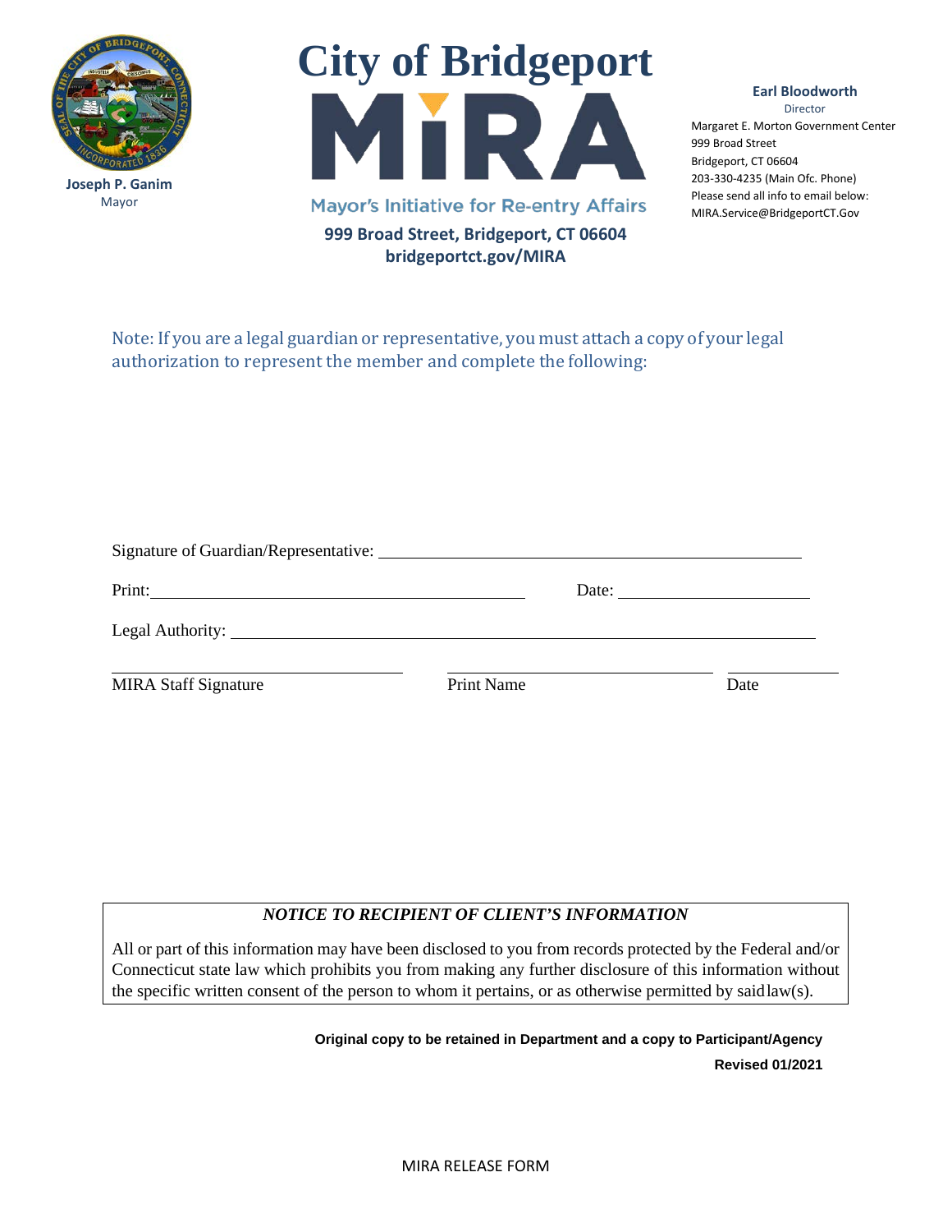# City of Bridgeport

# MIRA

Mayor's Initiative for Re-entry Affairs

**999 Broad Street, Bridgeport, CT 06604**
**bridgeportct.gov/MIRA**

**Joseph P. Ganim**
Mayor

**Earl Bloodworth**
Director
Margaret E. Morton Government Center
999 Broad Street
Bridgeport, CT 06604
203-330-4235 (Main Ofc. Phone)
Please send all info to email below:
MIRA.Service@BridgeportCT.Gov

Note: If you are a legal guardian or representative, you must attach a copy of your legal authorization to represent the member and complete the following:

Signature of Guardian/Representative: ______________________________________________

Print: ________________________________________ Date: ____________________

Legal Authority: ______________________________________________________________

______________________________ ______________________________ ____________
MIRA Staff Signature Print Name Date

***NOTICE TO RECIPIENT OF CLIENT'S INFORMATION***

All or part of this information may have been disclosed to you from records protected by the Federal and/or Connecticut state law which prohibits you from making any further disclosure of this information without the specific written consent of the person to whom it pertains, or as otherwise permitted by said law(s).

**Original copy to be retained in Department and a copy to Participant/Agency**

**Revised 01/2021**

MIRA RELEASE FORM